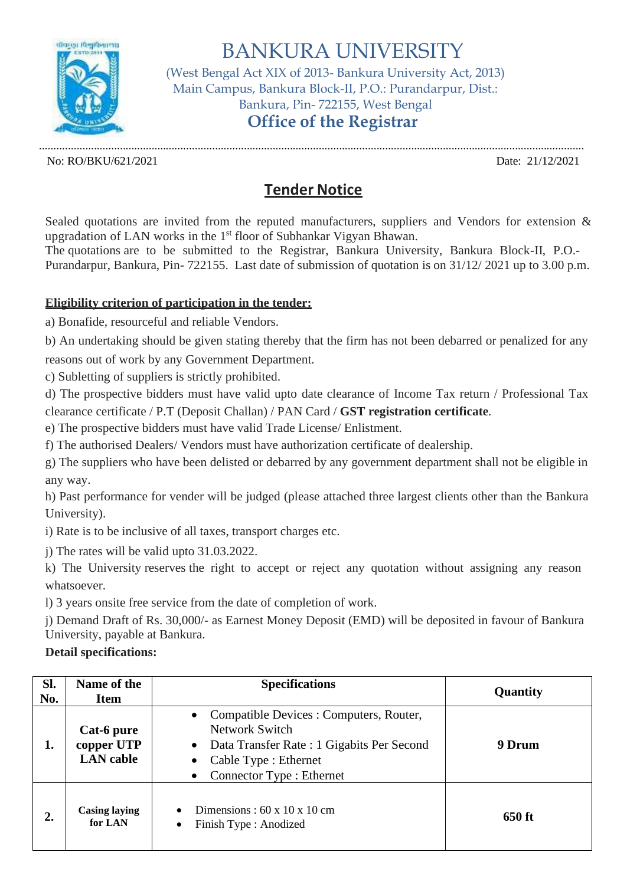# BANKURA UNIVERSITY

(West Bengal Act XIX of 2013- Bankura University Act, 2013)
Main Campus, Bankura Block-II, P.O.: Purandarpur, Dist.: Bankura, Pin- 722155, West Bengal

## Office of the Registrar

No: RO/BKU/621/2021 Date: 21/12/2021

## Tender Notice

Sealed quotations are invited from the reputed manufacturers, suppliers and Vendors for extension & upgradation of LAN works in the 1st floor of Subhankar Vigyan Bhawan.
The quotations are to be submitted to the Registrar, Bankura University, Bankura Block-II, P.O.- Purandarpur, Bankura, Pin- 722155. Last date of submission of quotation is on 31/12/ 2021 up to 3.00 p.m.

**Eligibility criterion of participation in the tender:**

a) Bonafide, resourceful and reliable Vendors.

b) An undertaking should be given stating thereby that the firm has not been debarred or penalized for any reasons out of work by any Government Department.

c) Subletting of suppliers is strictly prohibited.

d) The prospective bidders must have valid upto date clearance of Income Tax return / Professional Tax clearance certificate / P.T (Deposit Challan) / PAN Card / **GST registration certificate**.

e) The prospective bidders must have valid Trade License/ Enlistment.

f) The authorised Dealers/ Vendors must have authorization certificate of dealership.

g) The suppliers who have been delisted or debarred by any government department shall not be eligible in any way.

h) Past performance for vender will be judged (please attached three largest clients other than the Bankura University).

i) Rate is to be inclusive of all taxes, transport charges etc.

j) The rates will be valid upto 31.03.2022.

k) The University reserves the right to accept or reject any quotation without assigning any reason whatsoever.

l) 3 years onsite free service from the date of completion of work.

j) Demand Draft of Rs. 30,000/- as Earnest Money Deposit (EMD) will be deposited in favour of Bankura University, payable at Bankura.

**Detail specifications:**

| Sl. No. | Name of the Item | Specifications | Quantity |
|---|---|---|---|
| **1.** | **Cat-6 pure copper UTP LAN cable** | • Compatible Devices : Computers, Router, Network Switch<br>• Data Transfer Rate : 1 Gigabits Per Second<br>• Cable Type : Ethernet<br>• Connector Type : Ethernet | **9 Drum** |
| **2.** | **Casing laying for LAN** | • Dimensions : 60 x 10 x 10 cm<br>• Finish Type : Anodized | **650 ft** |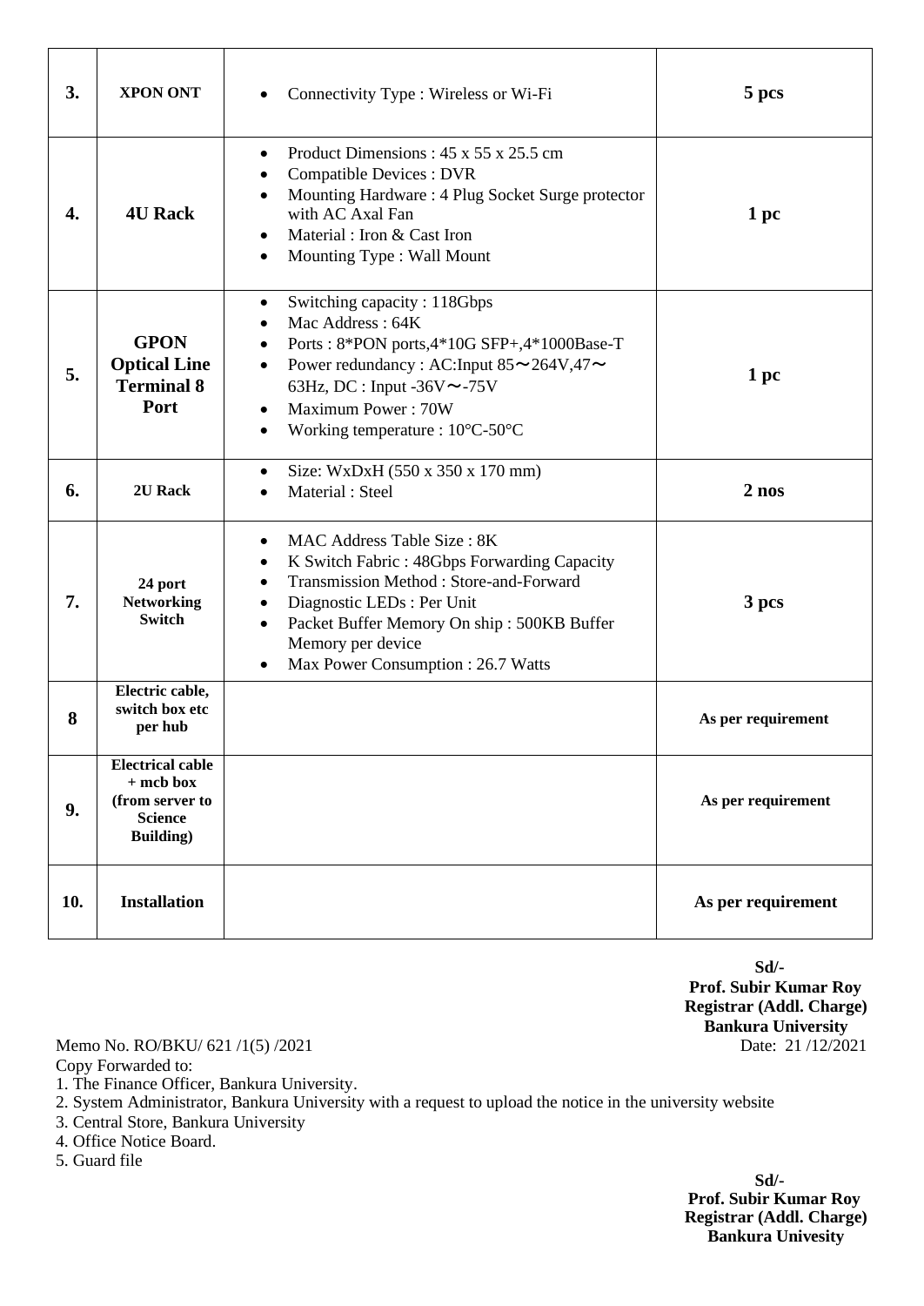| | | | |
|---|---|---|---|
| **3.** | **XPON ONT** | • Connectivity Type : Wireless or Wi-Fi | **5 pcs** |
| **4.** | **4U Rack** | • Product Dimensions : 45 x 55 x 25.5 cm<br>• Compatible Devices : DVR<br>• Mounting Hardware : 4 Plug Socket Surge protector with AC Axal Fan<br>• Material : Iron & Cast Iron<br>• Mounting Type : Wall Mount | **1 pc** |
| **5.** | **GPON Optical Line Terminal 8 Port** | • Switching capacity : 118Gbps<br>• Mac Address : 64K<br>• Ports : 8*PON ports,4*10G SFP+,4*1000Base-T<br>• Power redundancy : AC:Input 85～264V,47～63Hz, DC : Input -36V～-75V<br>• Maximum Power : 70W<br>• Working temperature : 10°C-50°C | **1 pc** |
| **6.** | **2U Rack** | • Size: WxDxH (550 x 350 x 170 mm)<br>• Material : Steel | **2 nos** |
| **7.** | **24 port Networking Switch** | • MAC Address Table Size : 8K<br>• K Switch Fabric : 48Gbps Forwarding Capacity<br>• Transmission Method : Store-and-Forward<br>• Diagnostic LEDs : Per Unit<br>• Packet Buffer Memory On ship : 500KB Buffer Memory per device<br>• Max Power Consumption : 26.7 Watts | **3 pcs** |
| **8** | **Electric cable, switch box etc per hub** | | **As per requirement** |
| **9.** | **Electrical cable + mcb box (from server to Science Building)** | | **As per requirement** |
| **10.** | **Installation** | | **As per requirement** |

**Sd/-**
**Prof. Subir Kumar Roy**
**Registrar (Addl. Charge)**
**Bankura University**

Memo No. RO/BKU/ 621 /1(5) /2021 Date: 21 /12/2021

Copy Forwarded to:

1. The Finance Officer, Bankura University.
2. System Administrator, Bankura University with a request to upload the notice in the university website
3. Central Store, Bankura University
4. Office Notice Board.
5. Guard file

**Sd/-**
**Prof. Subir Kumar Roy**
**Registrar (Addl. Charge)**
**Bankura Univesity**